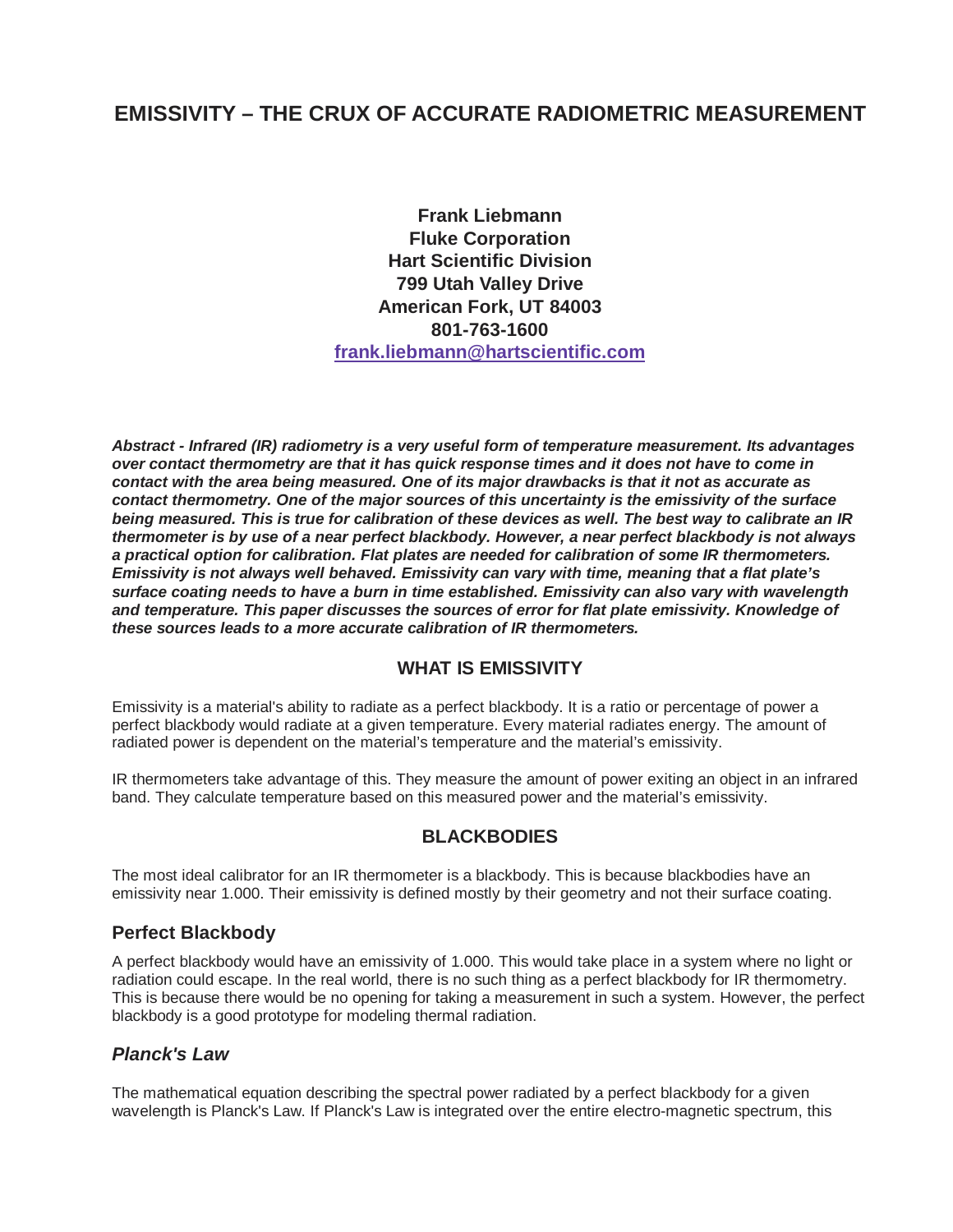# EMISSIVITY – THE CRUX OF ACCURATE RADIOMETRIC MEASUREMENT

**Frank Liebmann**
**Fluke Corporation**
**Hart Scientific Division**
**799 Utah Valley Drive**
**American Fork, UT 84003**
**801-763-1600**
**frank.liebmann@hartscientific.com**

***Abstract - Infrared (IR) radiometry is a very useful form of temperature measurement. Its advantages over contact thermometry are that it has quick response times and it does not have to come in contact with the area being measured. One of its major drawbacks is that it not as accurate as contact thermometry. One of the major sources of this uncertainty is the emissivity of the surface being measured. This is true for calibration of these devices as well. The best way to calibrate an IR thermometer is by use of a near perfect blackbody. However, a near perfect blackbody is not always a practical option for calibration. Flat plates are needed for calibration of some IR thermometers. Emissivity is not always well behaved. Emissivity can vary with time, meaning that a flat plate's surface coating needs to have a burn in time established. Emissivity can also vary with wavelength and temperature. This paper discusses the sources of error for flat plate emissivity. Knowledge of these sources leads to a more accurate calibration of IR thermometers.***

## WHAT IS EMISSIVITY

Emissivity is a material's ability to radiate as a perfect blackbody. It is a ratio or percentage of power a perfect blackbody would radiate at a given temperature. Every material radiates energy. The amount of radiated power is dependent on the material's temperature and the material's emissivity.

IR thermometers take advantage of this. They measure the amount of power exiting an object in an infrared band. They calculate temperature based on this measured power and the material's emissivity.

## BLACKBODIES

The most ideal calibrator for an IR thermometer is a blackbody. This is because blackbodies have an emissivity near 1.000. Their emissivity is defined mostly by their geometry and not their surface coating.

### Perfect Blackbody

A perfect blackbody would have an emissivity of 1.000. This would take place in a system where no light or radiation could escape. In the real world, there is no such thing as a perfect blackbody for IR thermometry. This is because there would be no opening for taking a measurement in such a system. However, the perfect blackbody is a good prototype for modeling thermal radiation.

### *Planck's Law*

The mathematical equation describing the spectral power radiated by a perfect blackbody for a given wavelength is Planck's Law. If Planck's Law is integrated over the entire electro-magnetic spectrum, this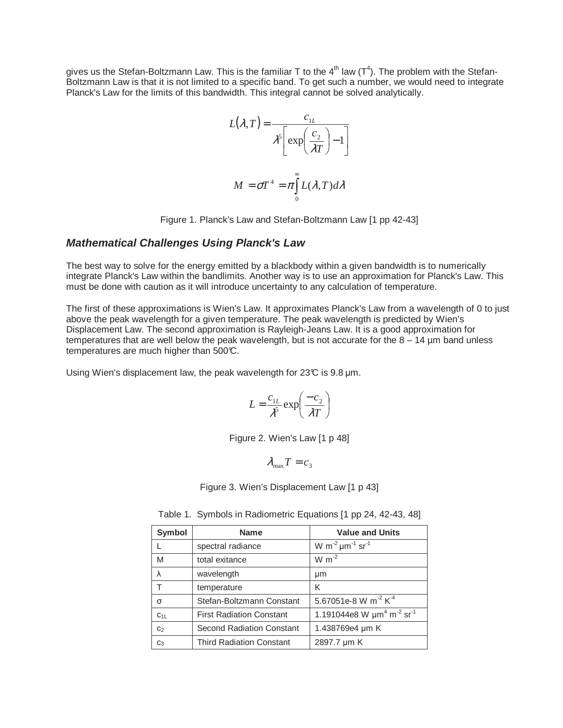gives us the Stefan-Boltzmann Law. This is the familiar T to the 4th law ($T^4$). The problem with the Stefan-Boltzmann Law is that it is not limited to a specific band. To get such a number, we would need to integrate Planck's Law for the limits of this bandwidth. This integral cannot be solved analytically.

$$L(\lambda, T) = \frac{c_{1L}}{\lambda^5 \left[ \exp\left( \frac{c_2}{\lambda T} \right) - 1 \right]}$$

$$M = \sigma T^4 = \pi \int_0^\infty L(\lambda, T) d\lambda$$

Figure 1. Planck's Law and Stefan-Boltzmann Law [1 pp 42-43]

### *Mathematical Challenges Using Planck's Law*

The best way to solve for the energy emitted by a blackbody within a given bandwidth is to numerically integrate Planck's Law within the bandlimits. Another way is to use an approximation for Planck's Law. This must be done with caution as it will introduce uncertainty to any calculation of temperature.

The first of these approximations is Wien's Law. It approximates Planck's Law from a wavelength of 0 to just above the peak wavelength for a given temperature. The peak wavelength is predicted by Wien's Displacement Law. The second approximation is Rayleigh-Jeans Law. It is a good approximation for temperatures that are well below the peak wavelength, but is not accurate for the 8 – 14 µm band unless temperatures are much higher than 500°C.

Using Wien's displacement law, the peak wavelength for 23°C is 9.8 µm.

$$L = \frac{c_{1L}}{\lambda^5} \exp\left( \frac{-c_2}{\lambda T} \right)$$

Figure 2. Wien's Law [1 p 48]

$$\lambda_{\max} T = c_3$$

Figure 3. Wien's Displacement Law [1 p 43]

Table 1. Symbols in Radiometric Equations [1 pp 24, 42-43, 48]

| Symbol | Name | Value and Units |
|---|---|---|
| L | spectral radiance | W $m^{-2}$ $\mu m^{-1}$ $sr^{-1}$ |
| M | total exitance | W $m^{-2}$ |
| λ | wavelength | µm |
| T | temperature | K |
| σ | Stefan-Boltzmann Constant | 5.67051e-8 W $m^{-2}$ $K^{-4}$ |
| $c_{1L}$ | First Radiation Constant | 1.191044e8 W $\mu m^4$ $m^{-2}$ $sr^{-1}$ |
| $c_2$ | Second Radiation Constant | 1.438769e4 µm K |
| $c_3$ | Third Radiation Constant | 2897.7 µm K |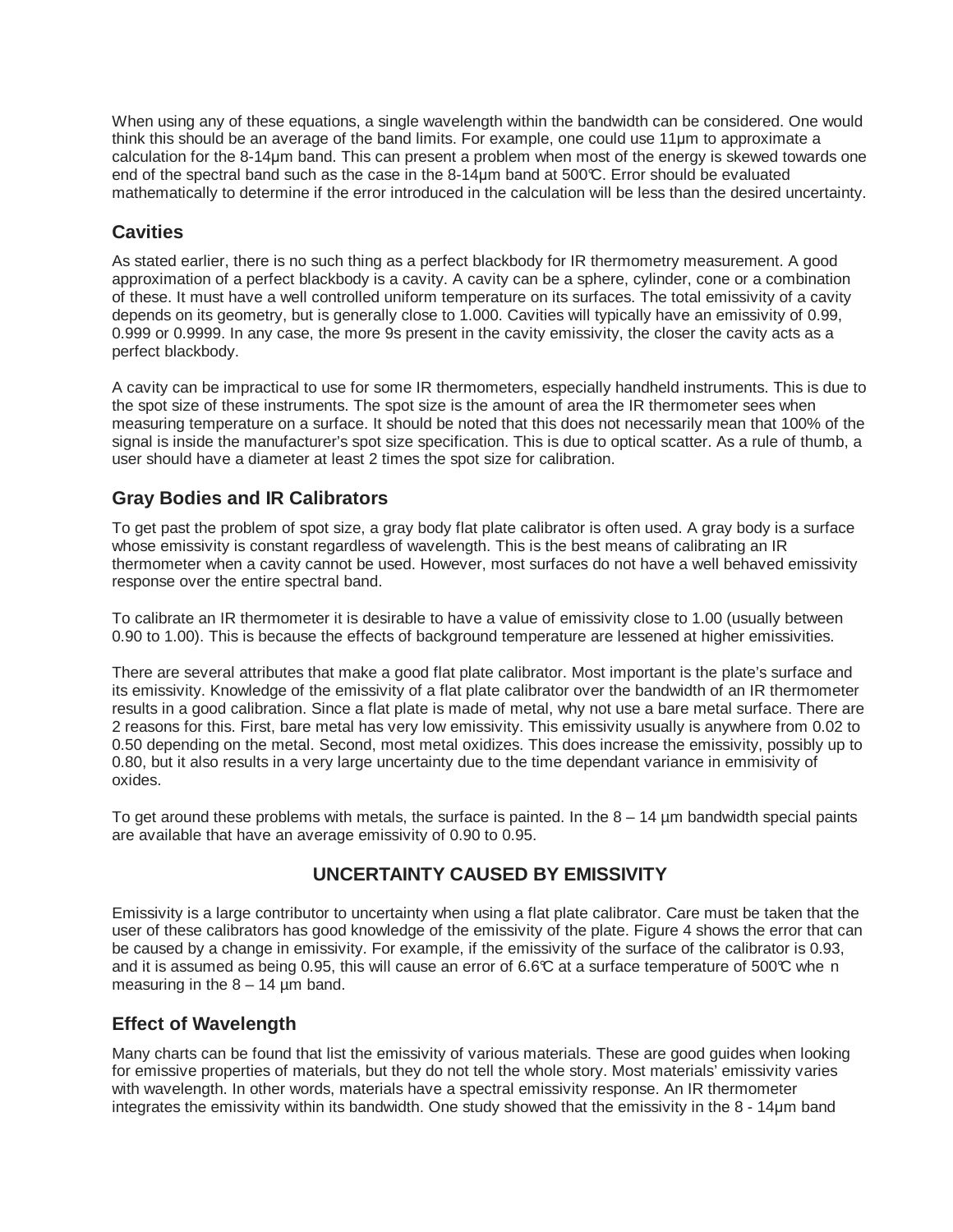When using any of these equations, a single wavelength within the bandwidth can be considered. One would think this should be an average of the band limits. For example, one could use 11µm to approximate a calculation for the 8-14µm band. This can present a problem when most of the energy is skewed towards one end of the spectral band such as the case in the 8-14µm band at 500℃. Error should be evaluated mathematically to determine if the error introduced in the calculation will be less than the desired uncertainty.

## Cavities

As stated earlier, there is no such thing as a perfect blackbody for IR thermometry measurement. A good approximation of a perfect blackbody is a cavity. A cavity can be a sphere, cylinder, cone or a combination of these. It must have a well controlled uniform temperature on its surfaces. The total emissivity of a cavity depends on its geometry, but is generally close to 1.000. Cavities will typically have an emissivity of 0.99, 0.999 or 0.9999. In any case, the more 9s present in the cavity emissivity, the closer the cavity acts as a perfect blackbody.

A cavity can be impractical to use for some IR thermometers, especially handheld instruments. This is due to the spot size of these instruments. The spot size is the amount of area the IR thermometer sees when measuring temperature on a surface. It should be noted that this does not necessarily mean that 100% of the signal is inside the manufacturer's spot size specification. This is due to optical scatter. As a rule of thumb, a user should have a diameter at least 2 times the spot size for calibration.

## Gray Bodies and IR Calibrators

To get past the problem of spot size, a gray body flat plate calibrator is often used. A gray body is a surface whose emissivity is constant regardless of wavelength. This is the best means of calibrating an IR thermometer when a cavity cannot be used. However, most surfaces do not have a well behaved emissivity response over the entire spectral band.

To calibrate an IR thermometer it is desirable to have a value of emissivity close to 1.00 (usually between 0.90 to 1.00). This is because the effects of background temperature are lessened at higher emissivities.

There are several attributes that make a good flat plate calibrator. Most important is the plate's surface and its emissivity. Knowledge of the emissivity of a flat plate calibrator over the bandwidth of an IR thermometer results in a good calibration. Since a flat plate is made of metal, why not use a bare metal surface. There are 2 reasons for this. First, bare metal has very low emissivity. This emissivity usually is anywhere from 0.02 to 0.50 depending on the metal. Second, most metal oxidizes. This does increase the emissivity, possibly up to 0.80, but it also results in a very large uncertainty due to the time dependant variance in emmisivity of oxides.

To get around these problems with metals, the surface is painted. In the 8 – 14 µm bandwidth special paints are available that have an average emissivity of 0.90 to 0.95.

## UNCERTAINTY CAUSED BY EMISSIVITY

Emissivity is a large contributor to uncertainty when using a flat plate calibrator. Care must be taken that the user of these calibrators has good knowledge of the emissivity of the plate. Figure 4 shows the error that can be caused by a change in emissivity. For example, if the emissivity of the surface of the calibrator is 0.93, and it is assumed as being 0.95, this will cause an error of 6.6℃ at a surface temperature of 500℃ when measuring in the 8 – 14 µm band.

## Effect of Wavelength

Many charts can be found that list the emissivity of various materials. These are good guides when looking for emissive properties of materials, but they do not tell the whole story. Most materials' emissivity varies with wavelength. In other words, materials have a spectral emissivity response. An IR thermometer integrates the emissivity within its bandwidth. One study showed that the emissivity in the 8 - 14µm band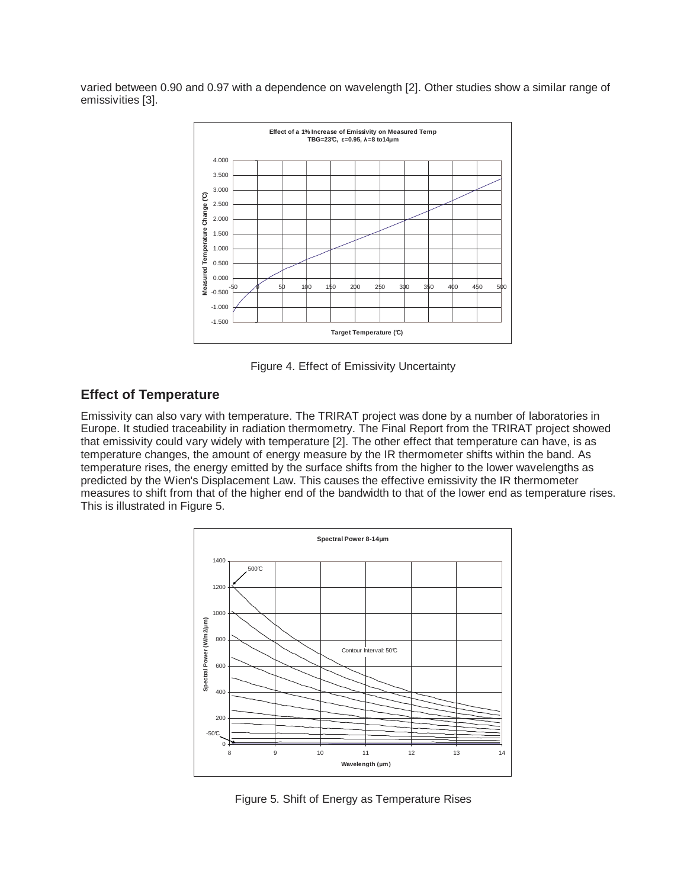varied between 0.90 and 0.97 with a dependence on wavelength [2]. Other studies show a similar range of emissivities [3].

Figure 4. Effect of Emissivity Uncertainty

## Effect of Temperature

Emissivity can also vary with temperature. The TRIRAT project was done by a number of laboratories in Europe. It studied traceability in radiation thermometry. The Final Report from the TRIRAT project showed that emissivity could vary widely with temperature [2]. The other effect that temperature can have, is as temperature changes, the amount of energy measure by the IR thermometer shifts within the band. As temperature rises, the energy emitted by the surface shifts from the higher to the lower wavelengths as predicted by the Wien's Displacement Law. This causes the effective emissivity the IR thermometer measures to shift from that of the higher end of the bandwidth to that of the lower end as temperature rises. This is illustrated in Figure 5.

Figure 5. Shift of Energy as Temperature Rises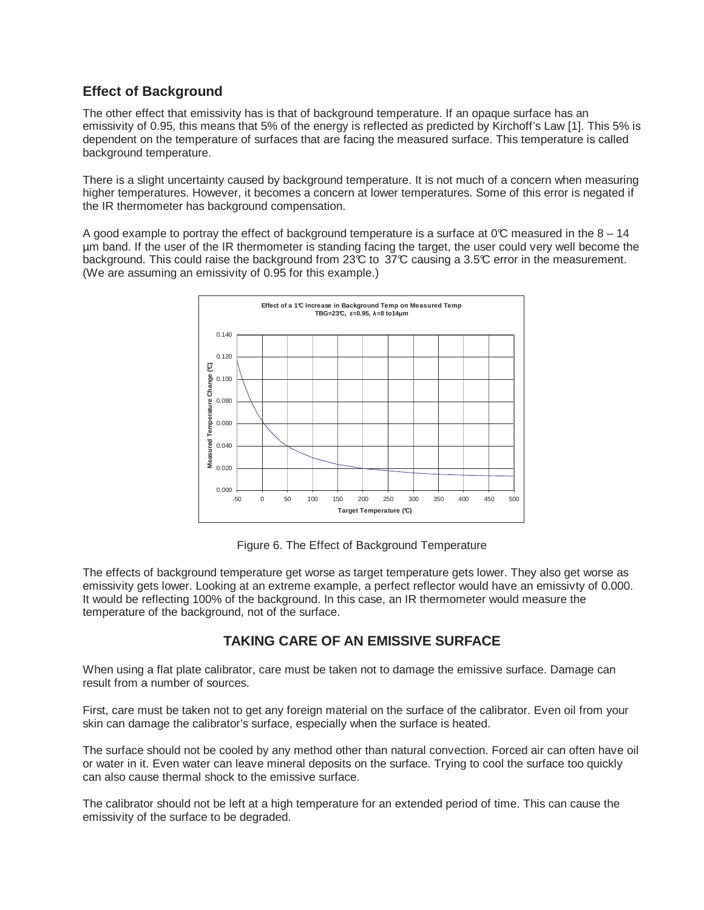## Effect of Background

The other effect that emissivity has is that of background temperature. If an opaque surface has an emissivity of 0.95, this means that 5% of the energy is reflected as predicted by Kirchoff's Law [1]. This 5% is dependent on the temperature of surfaces that are facing the measured surface. This temperature is called background temperature.

There is a slight uncertainty caused by background temperature. It is not much of a concern when measuring higher temperatures. However, it becomes a concern at lower temperatures. Some of this error is negated if the IR thermometer has background compensation.

A good example to portray the effect of background temperature is a surface at 0℃ measured in the 8 – 14 µm band. If the user of the IR thermometer is standing facing the target, the user could very well become the background. This could raise the background from 23℃ to 37℃ causing a 3.5℃ error in the measurement. (We are assuming an emissivity of 0.95 for this example.)

Figure 6. The Effect of Background Temperature

The effects of background temperature get worse as target temperature gets lower. They also get worse as emissivity gets lower. Looking at an extreme example, a perfect reflector would have an emissivty of 0.000. It would be reflecting 100% of the background. In this case, an IR thermometer would measure the temperature of the background, not of the surface.

## TAKING CARE OF AN EMISSIVE SURFACE

When using a flat plate calibrator, care must be taken not to damage the emissive surface. Damage can result from a number of sources.

First, care must be taken not to get any foreign material on the surface of the calibrator. Even oil from your skin can damage the calibrator's surface, especially when the surface is heated.

The surface should not be cooled by any method other than natural convection. Forced air can often have oil or water in it. Even water can leave mineral deposits on the surface. Trying to cool the surface too quickly can also cause thermal shock to the emissive surface.

The calibrator should not be left at a high temperature for an extended period of time. This can cause the emissivity of the surface to be degraded.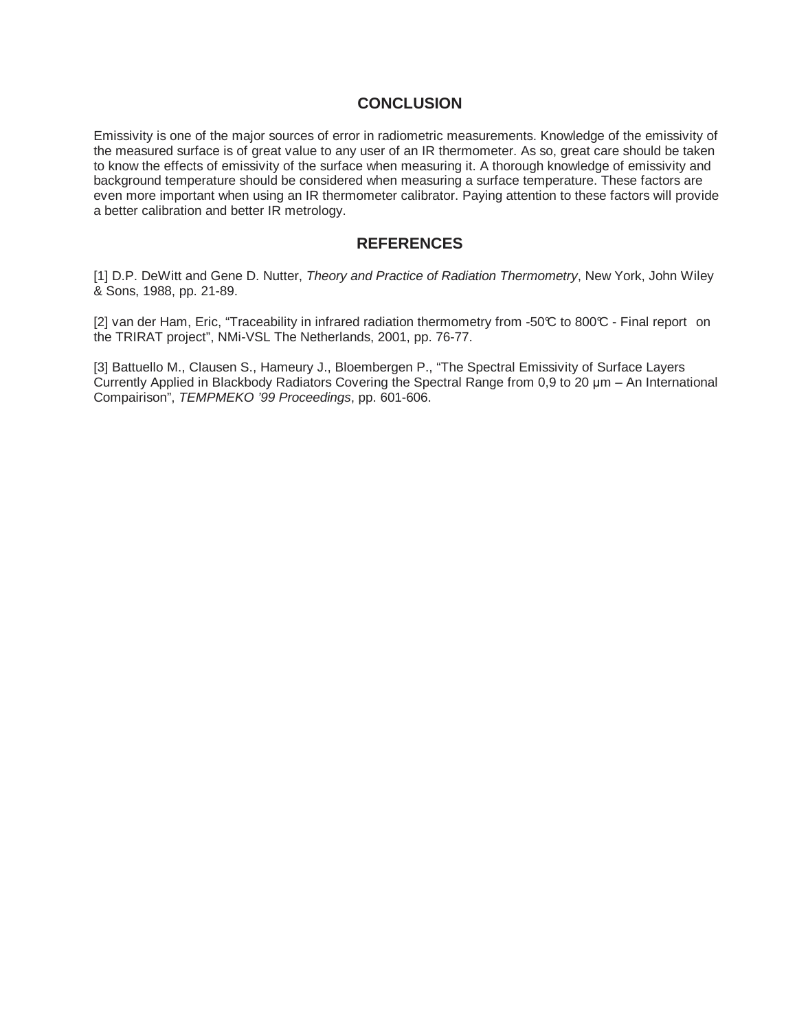## CONCLUSION

Emissivity is one of the major sources of error in radiometric measurements. Knowledge of the emissivity of the measured surface is of great value to any user of an IR thermometer. As so, great care should be taken to know the effects of emissivity of the surface when measuring it. A thorough knowledge of emissivity and background temperature should be considered when measuring a surface temperature. These factors are even more important when using an IR thermometer calibrator. Paying attention to these factors will provide a better calibration and better IR metrology.

## REFERENCES

[1] D.P. DeWitt and Gene D. Nutter, *Theory and Practice of Radiation Thermometry*, New York, John Wiley & Sons, 1988, pp. 21-89.

[2] van der Ham, Eric, “Traceability in infrared radiation thermometry from -50℃ to 800℃ - Final report on the TRIRAT project”, NMi-VSL The Netherlands, 2001, pp. 76-77.

[3] Battuello M., Clausen S., Hameury J., Bloembergen P., “The Spectral Emissivity of Surface Layers Currently Applied in Blackbody Radiators Covering the Spectral Range from 0,9 to 20 µm – An International Compairison”, *TEMPMEKO ’99 Proceedings*, pp. 601-606.